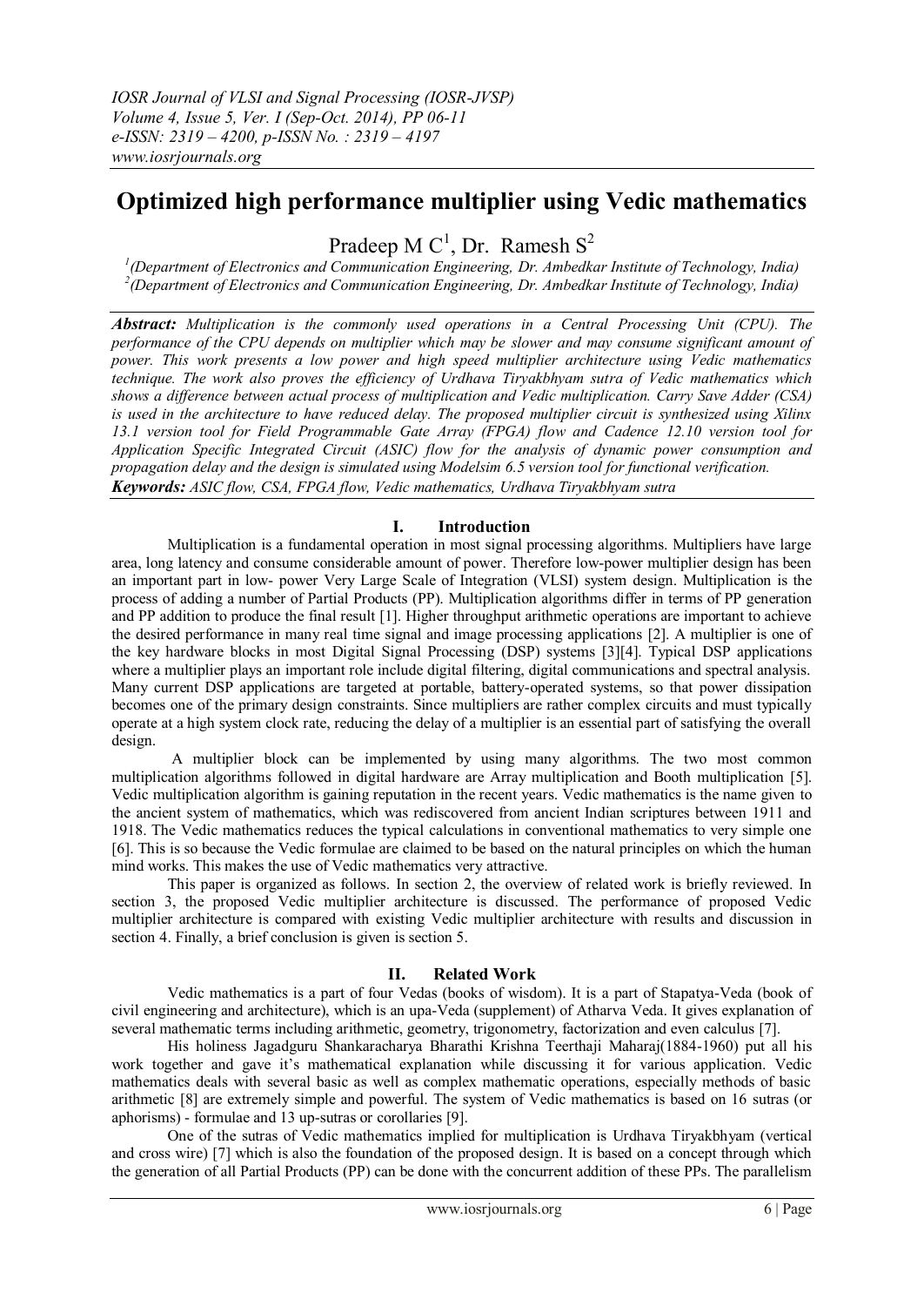# Optimized high performance multiplier using Vedic mathematics

Pradeep M C[1], Dr. Ramesh S[2]

[1](Department of Electronics and Communication Engineering, Dr. Ambedkar Institute of Technology, India)
[2](Department of Electronics and Communication Engineering, Dr. Ambedkar Institute of Technology, India)

***Abstract:*** *Multiplication is the commonly used operations in a Central Processing Unit (CPU). The performance of the CPU depends on multiplier which may be slower and may consume significant amount of power. This work presents a low power and high speed multiplier architecture using Vedic mathematics technique. The work also proves the efficiency of Urdhava Tiryakbhyam sutra of Vedic mathematics which shows a difference between actual process of multiplication and Vedic multiplication. Carry Save Adder (CSA) is used in the architecture to have reduced delay. The proposed multiplier circuit is synthesized using Xilinx 13.1 version tool for Field Programmable Gate Array (FPGA) flow and Cadence 12.10 version tool for Application Specific Integrated Circuit (ASIC) flow for the analysis of dynamic power consumption and propagation delay and the design is simulated using Modelsim 6.5 version tool for functional verification.*

***Keywords:*** *ASIC flow, CSA, FPGA flow, Vedic mathematics, Urdhava Tiryakbhyam sutra*

## I. Introduction

Multiplication is a fundamental operation in most signal processing algorithms. Multipliers have large area, long latency and consume considerable amount of power. Therefore low-power multiplier design has been an important part in low- power Very Large Scale of Integration (VLSI) system design. Multiplication is the process of adding a number of Partial Products (PP). Multiplication algorithms differ in terms of PP generation and PP addition to produce the final result [1]. Higher throughput arithmetic operations are important to achieve the desired performance in many real time signal and image processing applications [2]. A multiplier is one of the key hardware blocks in most Digital Signal Processing (DSP) systems [3][4]. Typical DSP applications where a multiplier plays an important role include digital filtering, digital communications and spectral analysis. Many current DSP applications are targeted at portable, battery-operated systems, so that power dissipation becomes one of the primary design constraints. Since multipliers are rather complex circuits and must typically operate at a high system clock rate, reducing the delay of a multiplier is an essential part of satisfying the overall design.

A multiplier block can be implemented by using many algorithms. The two most common multiplication algorithms followed in digital hardware are Array multiplication and Booth multiplication [5]. Vedic multiplication algorithm is gaining reputation in the recent years. Vedic mathematics is the name given to the ancient system of mathematics, which was rediscovered from ancient Indian scriptures between 1911 and 1918. The Vedic mathematics reduces the typical calculations in conventional mathematics to very simple one [6]. This is so because the Vedic formulae are claimed to be based on the natural principles on which the human mind works. This makes the use of Vedic mathematics very attractive.

This paper is organized as follows. In section 2, the overview of related work is briefly reviewed. In section 3, the proposed Vedic multiplier architecture is discussed. The performance of proposed Vedic multiplier architecture is compared with existing Vedic multiplier architecture with results and discussion in section 4. Finally, a brief conclusion is given is section 5.

## II. Related Work

Vedic mathematics is a part of four Vedas (books of wisdom). It is a part of Stapatya-Veda (book of civil engineering and architecture), which is an upa-Veda (supplement) of Atharva Veda. It gives explanation of several mathematic terms including arithmetic, geometry, trigonometry, factorization and even calculus [7].

His holiness Jagadguru Shankaracharya Bharathi Krishna Teerthaji Maharaj(1884-1960) put all his work together and gave it's mathematical explanation while discussing it for various application. Vedic mathematics deals with several basic as well as complex mathematic operations, especially methods of basic arithmetic [8] are extremely simple and powerful. The system of Vedic mathematics is based on 16 sutras (or aphorisms) - formulae and 13 up-sutras or corollaries [9].

One of the sutras of Vedic mathematics implied for multiplication is Urdhava Tiryakbhyam (vertical and cross wire) [7] which is also the foundation of the proposed design. It is based on a concept through which the generation of all Partial Products (PP) can be done with the concurrent addition of these PPs. The parallelism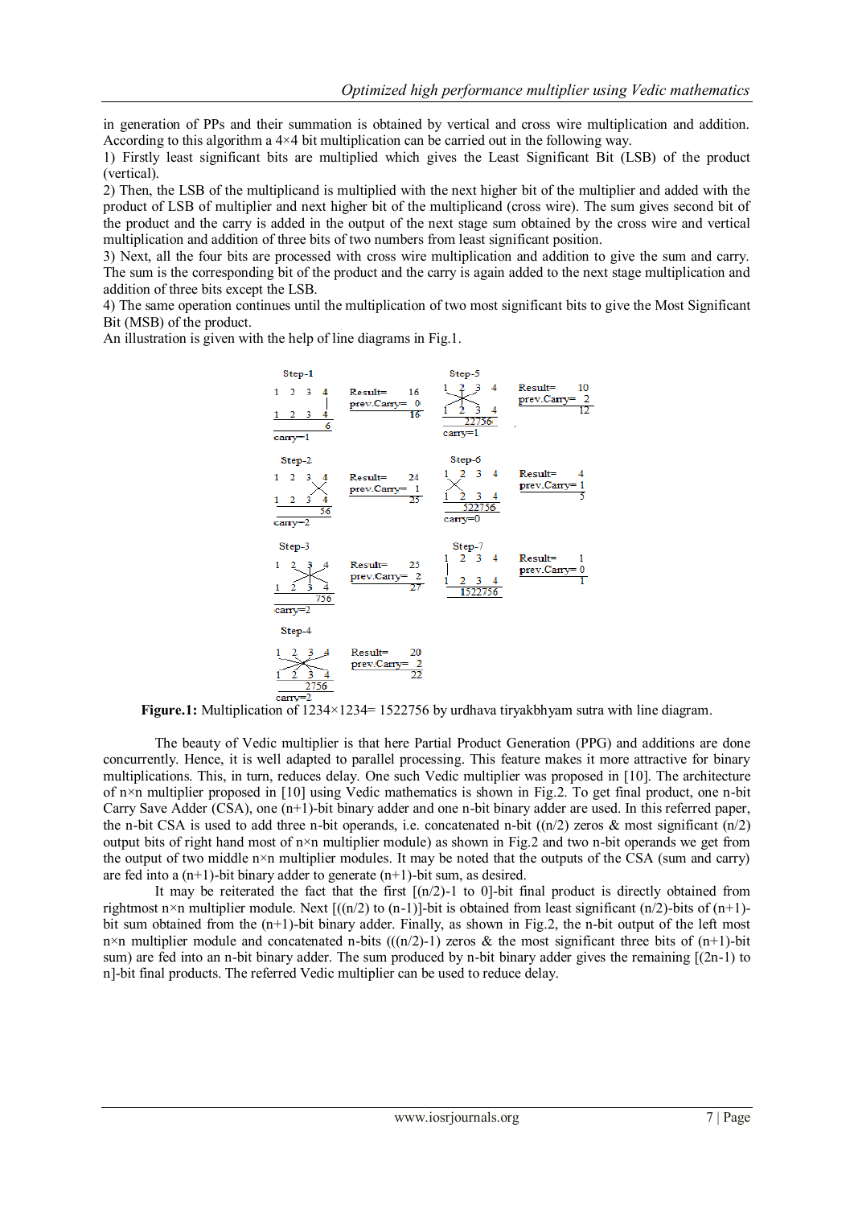in generation of PPs and their summation is obtained by vertical and cross wire multiplication and addition. According to this algorithm a 4×4 bit multiplication can be carried out in the following way.

1) Firstly least significant bits are multiplied which gives the Least Significant Bit (LSB) of the product (vertical).

2) Then, the LSB of the multiplicand is multiplied with the next higher bit of the multiplier and added with the product of LSB of multiplier and next higher bit of the multiplicand (cross wire). The sum gives second bit of the product and the carry is added in the output of the next stage sum obtained by the cross wire and vertical multiplication and addition of three bits of two numbers from least significant position.

3) Next, all the four bits are processed with cross wire multiplication and addition to give the sum and carry. The sum is the corresponding bit of the product and the carry is again added to the next stage multiplication and addition of three bits except the LSB.

4) The same operation continues until the multiplication of two most significant bits to give the Most Significant Bit (MSB) of the product.

An illustration is given with the help of line diagrams in Fig.1.

Step-1: 1 2 3 4 × 1 2 3 4 → 6, carry=1 | Result= 16, prev.Carry= 0, 16

Step-2: 1 2 3 4 × 1 2 3 4 → 56, carry=2 | Result= 24, prev.Carry= 1, 25

Step-3: 1 2 3 4 × 1 2 3 4 → 756, carry=2 | Result= 25, prev.Carry= 2, 27

Step-4: 1 2 3 4 × 1 2 3 4 → 2756, carry=2 | Result= 20, prev.Carry= 2, 22

Step-5: 1 2 3 4 × 1 2 3 4 → 22756, carry=1 | Result= 10, prev.Carry= 2, 12

Step-6: 1 2 3 4 × 1 2 3 4 → 522756, carry=0 | Result= 4, prev.Carry= 1, 5

Step-7: 1 2 3 4 × 1 2 3 4 → 1522756 | Result= 1, prev.Carry= 0, 1

**Figure.1:** Multiplication of 1234×1234= 1522756 by urdhava tiryakbhyam sutra with line diagram.

The beauty of Vedic multiplier is that here Partial Product Generation (PPG) and additions are done concurrently. Hence, it is well adapted to parallel processing. This feature makes it more attractive for binary multiplications. This, in turn, reduces delay. One such Vedic multiplier was proposed in [10]. The architecture of n×n multiplier proposed in [10] using Vedic mathematics is shown in Fig.2. To get final product, one n-bit Carry Save Adder (CSA), one (n+1)-bit binary adder and one n-bit binary adder are used. In this referred paper, the n-bit CSA is used to add three n-bit operands, i.e. concatenated n-bit ((n/2) zeros & most significant (n/2) output bits of right hand most of n×n multiplier module) as shown in Fig.2 and two n-bit operands we get from the output of two middle n×n multiplier modules. It may be noted that the outputs of the CSA (sum and carry) are fed into a (n+1)-bit binary adder to generate (n+1)-bit sum, as desired.

It may be reiterated the fact that the first [(n/2)-1 to 0]-bit final product is directly obtained from rightmost n×n multiplier module. Next [((n/2) to (n-1)]-bit is obtained from least significant (n/2)-bits of (n+1)-bit sum obtained from the (n+1)-bit binary adder. Finally, as shown in Fig.2, the n-bit output of the left most n×n multiplier module and concatenated n-bits (((n/2)-1) zeros & the most significant three bits of (n+1)-bit sum) are fed into an n-bit binary adder. The sum produced by n-bit binary adder gives the remaining [(2n-1) to n]-bit final products. The referred Vedic multiplier can be used to reduce delay.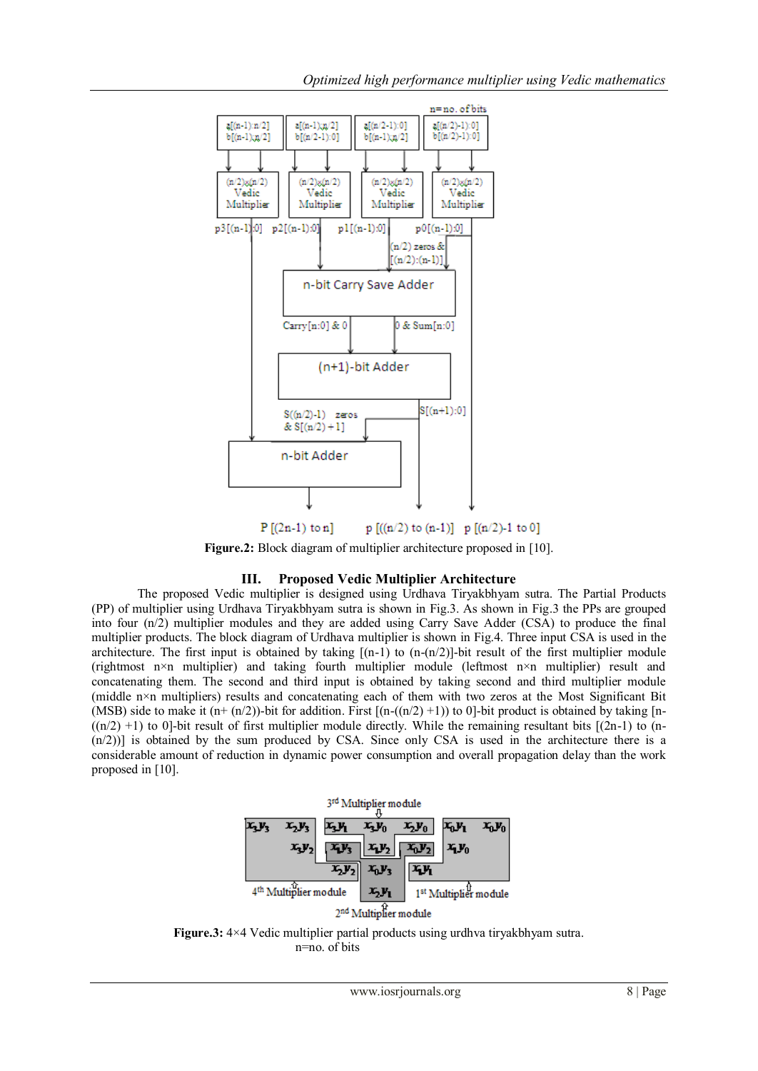Figure.2: Block diagram of multiplier architecture proposed in [10].

## III. Proposed Vedic Multiplier Architecture

The proposed Vedic multiplier is designed using Urdhava Tiryakbhyam sutra. The Partial Products (PP) of multiplier using Urdhava Tiryakbhyam sutra is shown in Fig.3. As shown in Fig.3 the PPs are grouped into four (n/2) multiplier modules and they are added using Carry Save Adder (CSA) to produce the final multiplier products. The block diagram of Urdhava multiplier is shown in Fig.4. Three input CSA is used in the architecture. The first input is obtained by taking [(n-1) to (n-(n/2)]-bit result of the first multiplier module (rightmost n×n multiplier) and taking fourth multiplier module (leftmost n×n multiplier) result and concatenating them. The second and third input is obtained by taking second and third multiplier module (middle n×n multipliers) results and concatenating each of them with two zeros at the Most Significant Bit (MSB) side to make it (n+ (n/2))-bit for addition. First [(n-((n/2) +1)) to 0]-bit product is obtained by taking [n-((n/2) +1) to 0]-bit result of first multiplier module directly. While the remaining resultant bits [(2n-1) to (n-(n/2))] is obtained by the sum produced by CSA. Since only CSA is used in the architecture there is a considerable amount of reduction in dynamic power consumption and overall propagation delay than the work proposed in [10].

Figure.3: 4×4 Vedic multiplier partial products using urdhva tiryakbhyam sutra.
n=no. of bits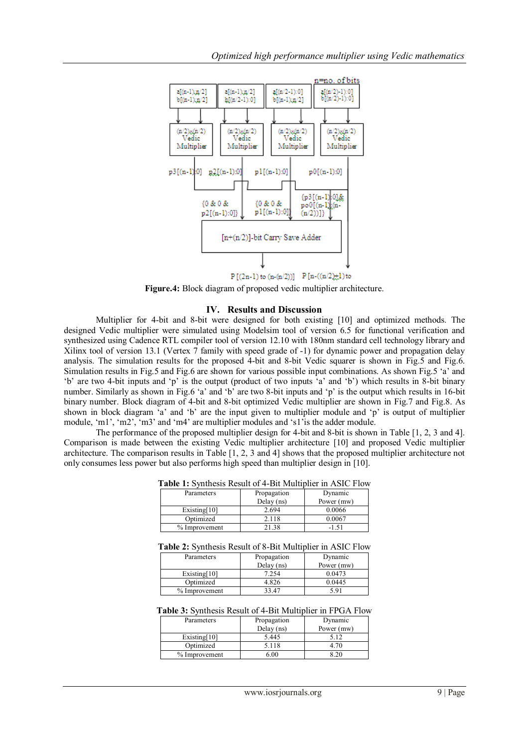n=no. of bits

| a[(n-1):n/2] b[(n-1):n/2] | a[(n-1):n/2] b[(n/2-1):0] | a[(n/2-1):0] b[(n-1):n/2] | a[((n/2)-1):0] b[((n/2)-1):0] |
|---|---|---|---|
| (n/2)x(n/2) Vedic Multiplier | (n/2)x(n/2) Vedic Multiplier | (n/2)x(n/2) Vedic Multiplier | (n/2)x(n/2) Vedic Multiplier |
| p3[(n-1):0] | p2[(n-1):0] | p1[(n-1):0] | p0[(n-1):0] |

{0 & 0 & p2[(n-1):0]} {0 & 0 & p1[(n-1):0]} {p3[(n-1):0] & po0[(n-1):(n-(n/2))]}

[n+(n/2)]-bit Carry Save Adder

P [(2n-1) to (n-(n/2))] P [n-((n/2)+1) to

**Figure.4:** Block diagram of proposed vedic multiplier architecture.

## IV. Results and Discussion

Multiplier for 4-bit and 8-bit were designed for both existing [10] and optimized methods. The designed Vedic multiplier were simulated using Modelsim tool of version 6.5 for functional verification and synthesized using Cadence RTL compiler tool of version 12.10 with 180nm standard cell technology library and Xilinx tool of version 13.1 (Vertex 7 family with speed grade of -1) for dynamic power and propagation delay analysis. The simulation results for the proposed 4-bit and 8-bit Vedic squarer is shown in Fig.5 and Fig.6. Simulation results in Fig.5 and Fig.6 are shown for various possible input combinations. As shown Fig.5 'a' and 'b' are two 4-bit inputs and 'p' is the output (product of two inputs 'a' and 'b') which results in 8-bit binary number. Similarly as shown in Fig.6 'a' and 'b' are two 8-bit inputs and 'p' is the output which results in 16-bit binary number. Block diagram of 4-bit and 8-bit optimized Vedic multiplier are shown in Fig.7 and Fig.8. As shown in block diagram 'a' and 'b' are the input given to multiplier module and 'p' is output of multiplier module, 'm1', 'm2', 'm3' and 'm4' are multiplier modules and 's1'is the adder module.

The performance of the proposed multiplier design for 4-bit and 8-bit is shown in Table [1, 2, 3 and 4]. Comparison is made between the existing Vedic multiplier architecture [10] and proposed Vedic multiplier architecture. The comparison results in Table [1, 2, 3 and 4] shows that the proposed multiplier architecture not only consumes less power but also performs high speed than multiplier design in [10].

**Table 1:** Synthesis Result of 4-Bit Multiplier in ASIC Flow

| Parameters | Propagation Delay (ns) | Dynamic Power (mw) |
|---|---|---|
| Existing[10] | 2.694 | 0.0066 |
| Optimized | 2.118 | 0.0067 |
| % Improvement | 21.38 | -1.51 |

**Table 2:** Synthesis Result of 8-Bit Multiplier in ASIC Flow

| Parameters | Propagation Delay (ns) | Dynamic Power (mw) |
|---|---|---|
| Existing[10] | 7.254 | 0.0473 |
| Optimized | 4.826 | 0.0445 |
| % Improvement | 33.47 | 5.91 |

**Table 3:** Synthesis Result of 4-Bit Multiplier in FPGA Flow

| Parameters | Propagation Delay (ns) | Dynamic Power (mw) |
|---|---|---|
| Existing[10] | 5.445 | 5.12 |
| Optimized | 5.118 | 4.70 |
| % Improvement | 6.00 | 8.20 |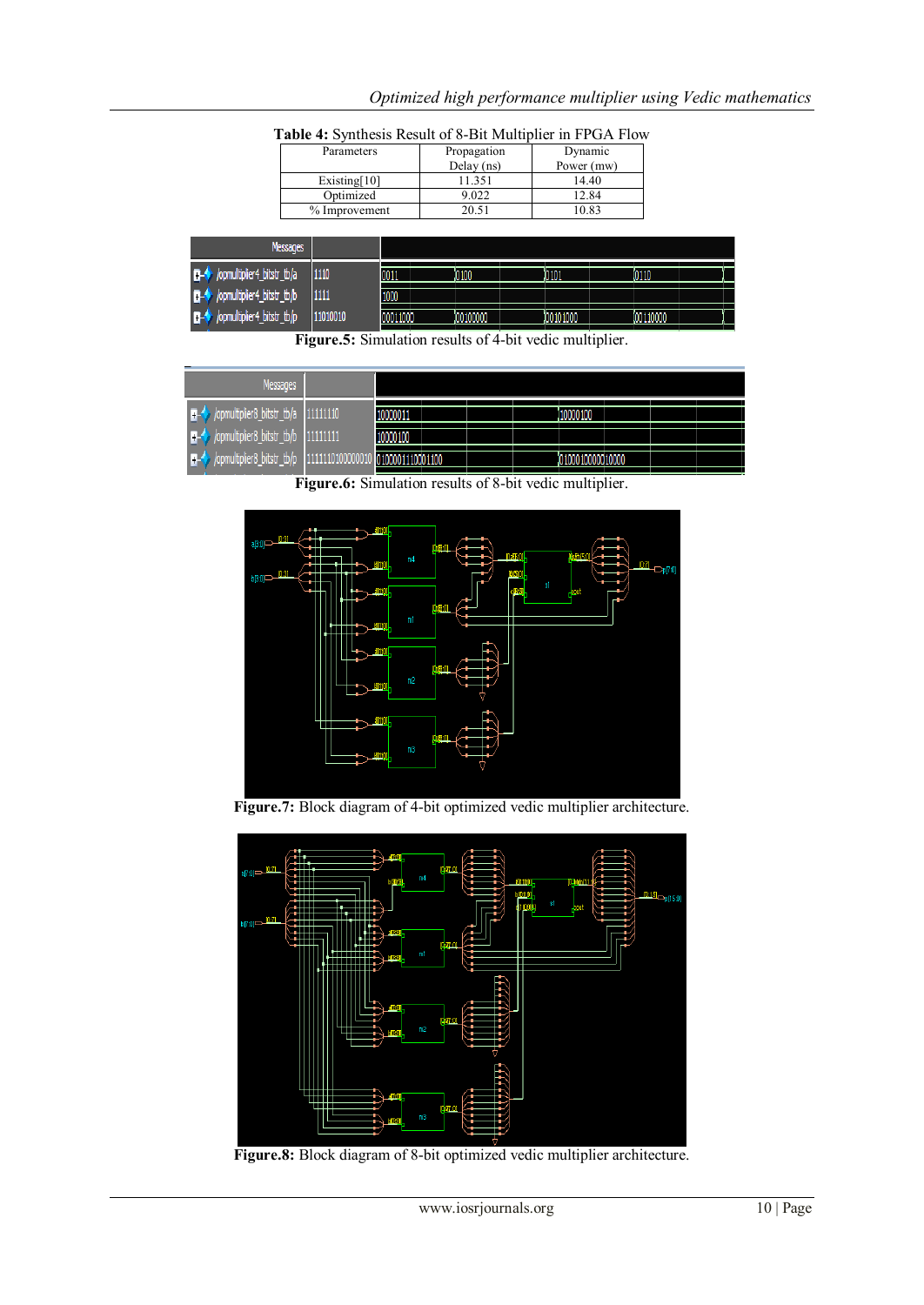**Table 4:** Synthesis Result of 8-Bit Multiplier in FPGA Flow

| Parameters | Propagation Delay (ns) | Dynamic Power (mw) |
|---|---|---|
| Existing[10] | 11.351 | 14.40 |
| Optimized | 9.022 | 12.84 |
| % Improvement | 20.51 | 10.83 |

**Figure.5:** Simulation results of 4-bit vedic multiplier.

**Figure.6:** Simulation results of 8-bit vedic multiplier.

**Figure.7:** Block diagram of 4-bit optimized vedic multiplier architecture.

**Figure.8:** Block diagram of 8-bit optimized vedic multiplier architecture.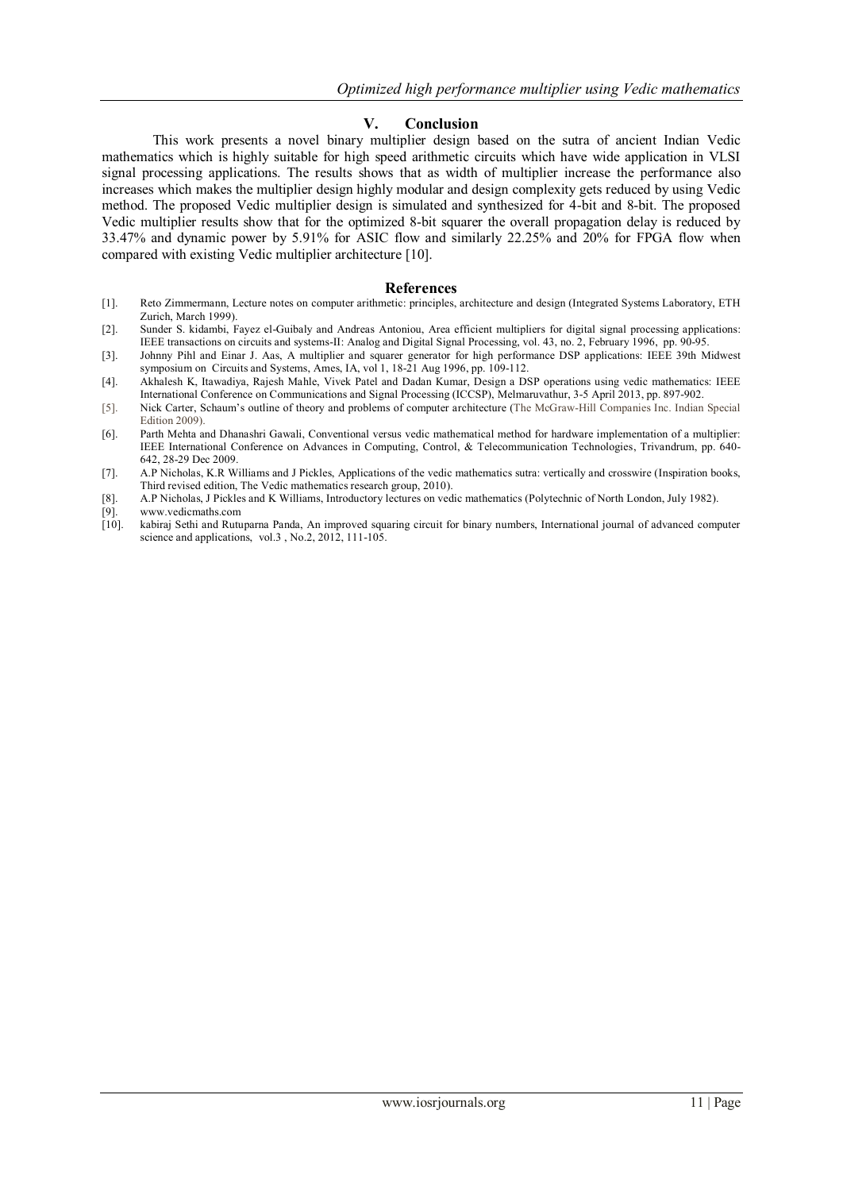## V. Conclusion

This work presents a novel binary multiplier design based on the sutra of ancient Indian Vedic mathematics which is highly suitable for high speed arithmetic circuits which have wide application in VLSI signal processing applications. The results shows that as width of multiplier increase the performance also increases which makes the multiplier design highly modular and design complexity gets reduced by using Vedic method. The proposed Vedic multiplier design is simulated and synthesized for 4-bit and 8-bit. The proposed Vedic multiplier results show that for the optimized 8-bit squarer the overall propagation delay is reduced by 33.47% and dynamic power by 5.91% for ASIC flow and similarly 22.25% and 20% for FPGA flow when compared with existing Vedic multiplier architecture [10].

## References

[1]. Reto Zimmermann, Lecture notes on computer arithmetic: principles, architecture and design (Integrated Systems Laboratory, ETH Zurich, March 1999).

[2]. Sunder S. kidambi, Fayez el-Guibaly and Andreas Antoniou, Area efficient multipliers for digital signal processing applications: IEEE transactions on circuits and systems-II: Analog and Digital Signal Processing, vol. 43, no. 2, February 1996, pp. 90-95.

[3]. Johnny Pihl and Einar J. Aas, A multiplier and squarer generator for high performance DSP applications: IEEE 39th Midwest symposium on Circuits and Systems, Ames, IA, vol 1, 18-21 Aug 1996, pp. 109-112.

[4]. Akhalesh K, Itawadiya, Rajesh Mahle, Vivek Patel and Dadan Kumar, Design a DSP operations using vedic mathematics: IEEE International Conference on Communications and Signal Processing (ICCSP), Melmaruvathur, 3-5 April 2013, pp. 897-902.

[5]. Nick Carter, Schaum's outline of theory and problems of computer architecture (The McGraw-Hill Companies Inc. Indian Special Edition 2009).

[6]. Parth Mehta and Dhanashri Gawali, Conventional versus vedic mathematical method for hardware implementation of a multiplier: IEEE International Conference on Advances in Computing, Control, & Telecommunication Technologies, Trivandrum, pp. 640-642, 28-29 Dec 2009.

[7]. A.P Nicholas, K.R Williams and J Pickles, Applications of the vedic mathematics sutra: vertically and crosswire (Inspiration books, Third revised edition, The Vedic mathematics research group, 2010).

[8]. A.P Nicholas, J Pickles and K Williams, Introductory lectures on vedic mathematics (Polytechnic of North London, July 1982).

[9]. www.vedicmaths.com

[10]. kabiraj Sethi and Rutuparna Panda, An improved squaring circuit for binary numbers, International journal of advanced computer science and applications, vol.3 , No.2, 2012, 111-105.